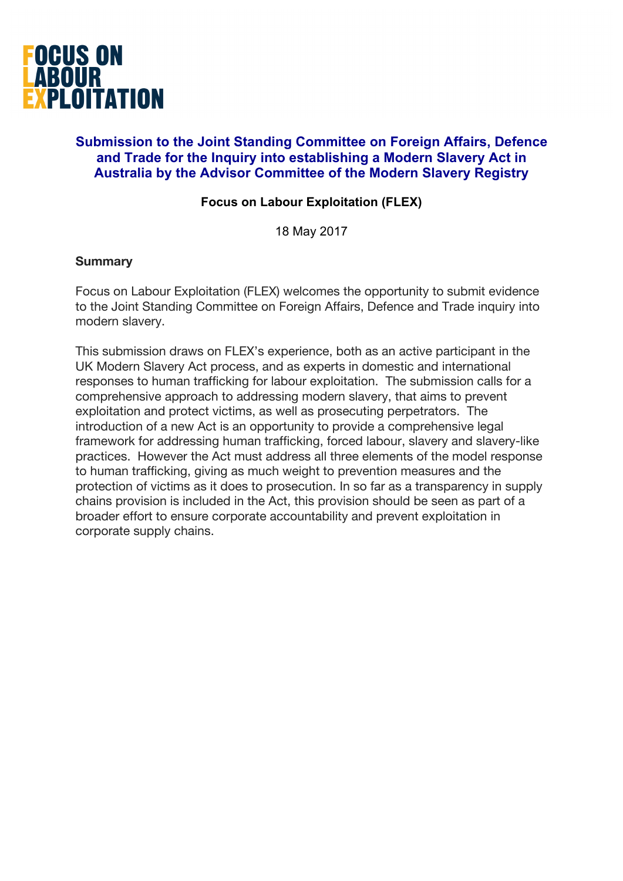# FOCUS ON LABOUR EXPLOITATION

## Submission to the Joint Standing Committee on Foreign Affairs, Defence and Trade for the Inquiry into establishing a Modern Slavery Act in Australia by the Advisor Committee of the Modern Slavery Registry

**Focus on Labour Exploitation (FLEX)**

18 May 2017

### Summary

Focus on Labour Exploitation (FLEX) welcomes the opportunity to submit evidence to the Joint Standing Committee on Foreign Affairs, Defence and Trade inquiry into modern slavery.

This submission draws on FLEX's experience, both as an active participant in the UK Modern Slavery Act process, and as experts in domestic and international responses to human trafficking for labour exploitation. The submission calls for a comprehensive approach to addressing modern slavery, that aims to prevent exploitation and protect victims, as well as prosecuting perpetrators. The introduction of a new Act is an opportunity to provide a comprehensive legal framework for addressing human trafficking, forced labour, slavery and slavery-like practices. However the Act must address all three elements of the model response to human trafficking, giving as much weight to prevention measures and the protection of victims as it does to prosecution. In so far as a transparency in supply chains provision is included in the Act, this provision should be seen as part of a broader effort to ensure corporate accountability and prevent exploitation in corporate supply chains.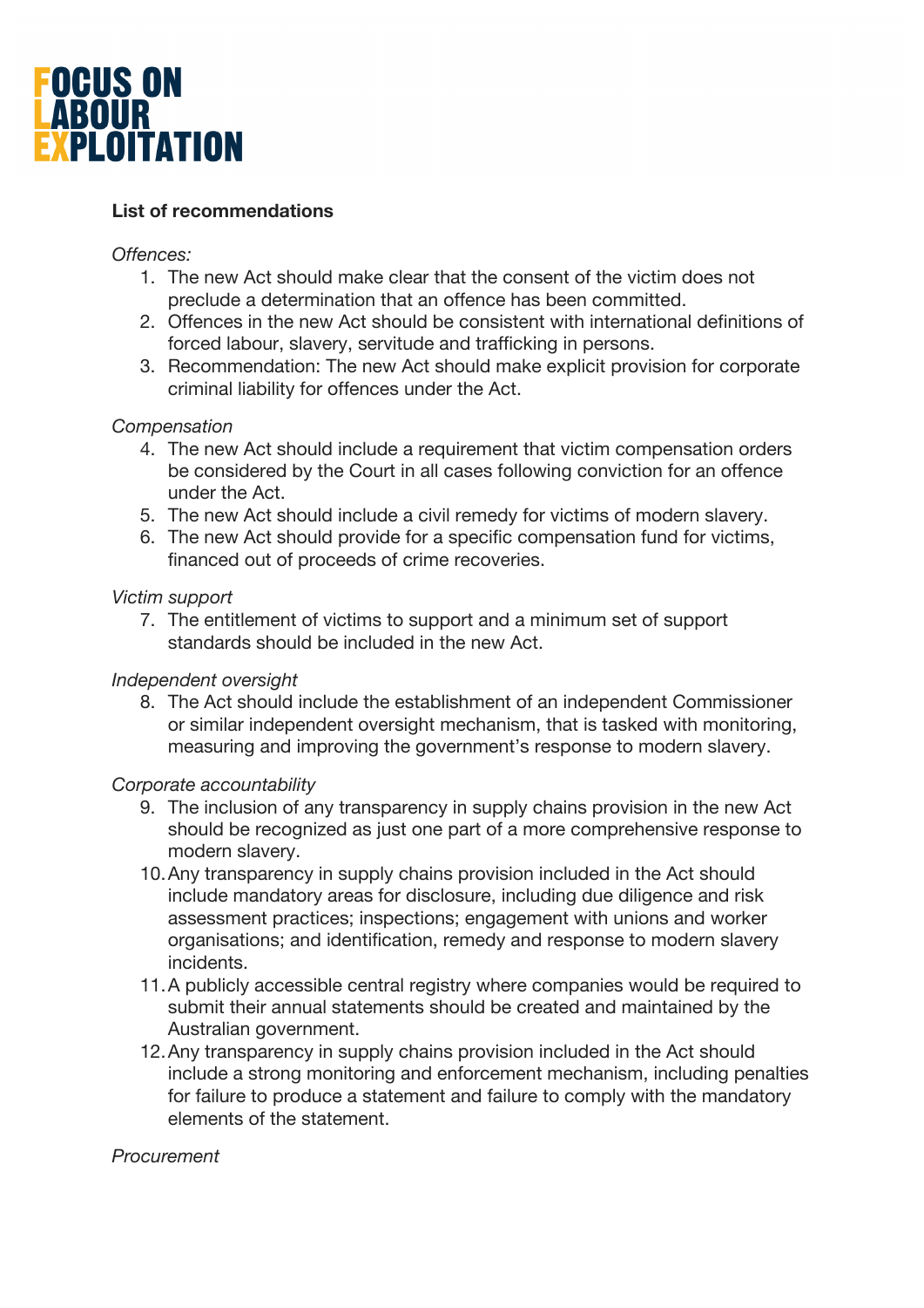**List of recommendations**

*Offences:*

1. The new Act should make clear that the consent of the victim does not preclude a determination that an offence has been committed.
2. Offences in the new Act should be consistent with international definitions of forced labour, slavery, servitude and trafficking in persons.
3. Recommendation: The new Act should make explicit provision for corporate criminal liability for offences under the Act.

*Compensation*

4. The new Act should include a requirement that victim compensation orders be considered by the Court in all cases following conviction for an offence under the Act.
5. The new Act should include a civil remedy for victims of modern slavery.
6. The new Act should provide for a specific compensation fund for victims, financed out of proceeds of crime recoveries.

*Victim support*

7. The entitlement of victims to support and a minimum set of support standards should be included in the new Act.

*Independent oversight*

8. The Act should include the establishment of an independent Commissioner or similar independent oversight mechanism, that is tasked with monitoring, measuring and improving the government's response to modern slavery.

*Corporate accountability*

9. The inclusion of any transparency in supply chains provision in the new Act should be recognized as just one part of a more comprehensive response to modern slavery.
10. Any transparency in supply chains provision included in the Act should include mandatory areas for disclosure, including due diligence and risk assessment practices; inspections; engagement with unions and worker organisations; and identification, remedy and response to modern slavery incidents.
11. A publicly accessible central registry where companies would be required to submit their annual statements should be created and maintained by the Australian government.
12. Any transparency in supply chains provision included in the Act should include a strong monitoring and enforcement mechanism, including penalties for failure to produce a statement and failure to comply with the mandatory elements of the statement.

*Procurement*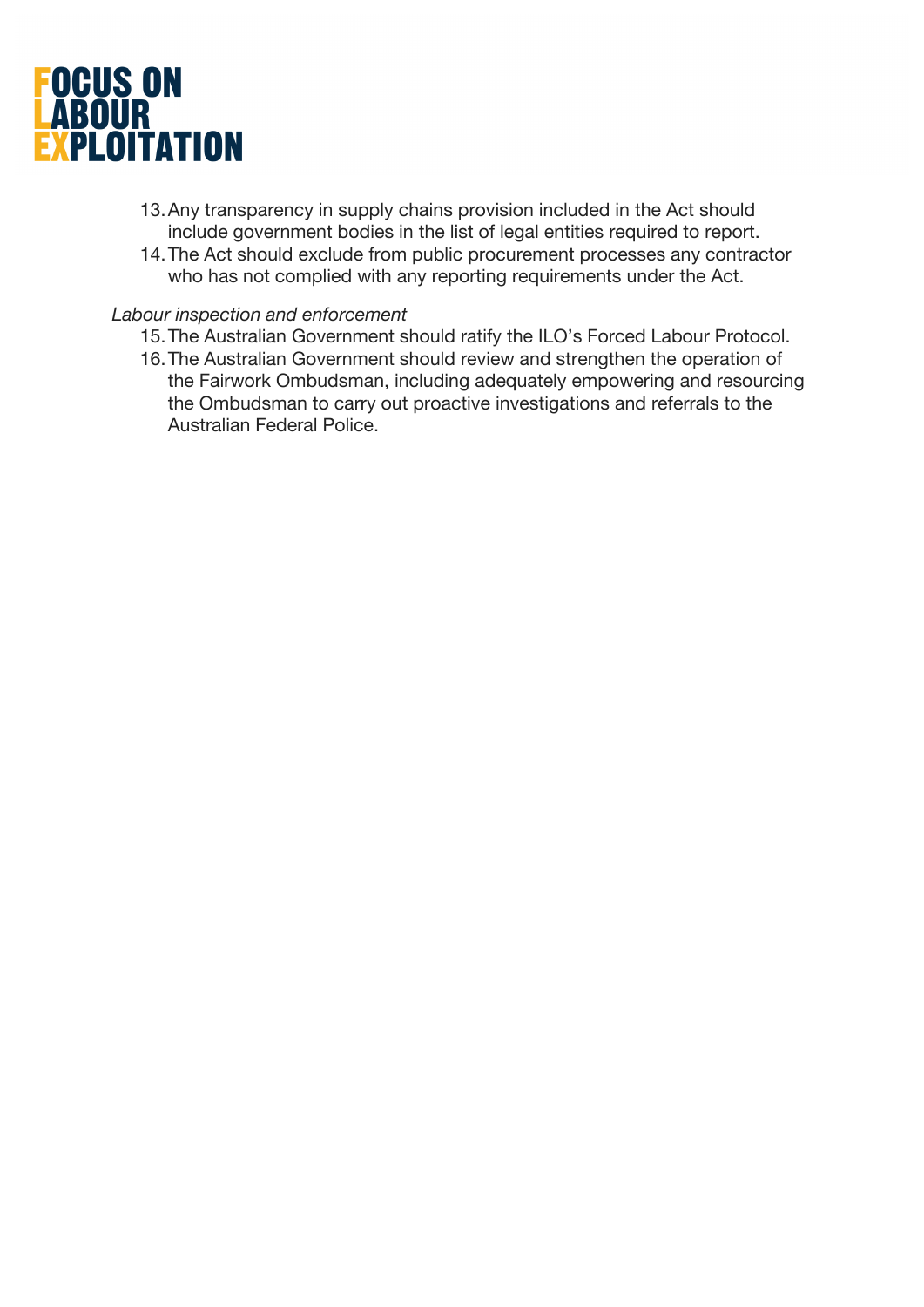13. Any transparency in supply chains provision included in the Act should include government bodies in the list of legal entities required to report.
14. The Act should exclude from public procurement processes any contractor who has not complied with any reporting requirements under the Act.

*Labour inspection and enforcement*

15. The Australian Government should ratify the ILO's Forced Labour Protocol.
16. The Australian Government should review and strengthen the operation of the Fairwork Ombudsman, including adequately empowering and resourcing the Ombudsman to carry out proactive investigations and referrals to the Australian Federal Police.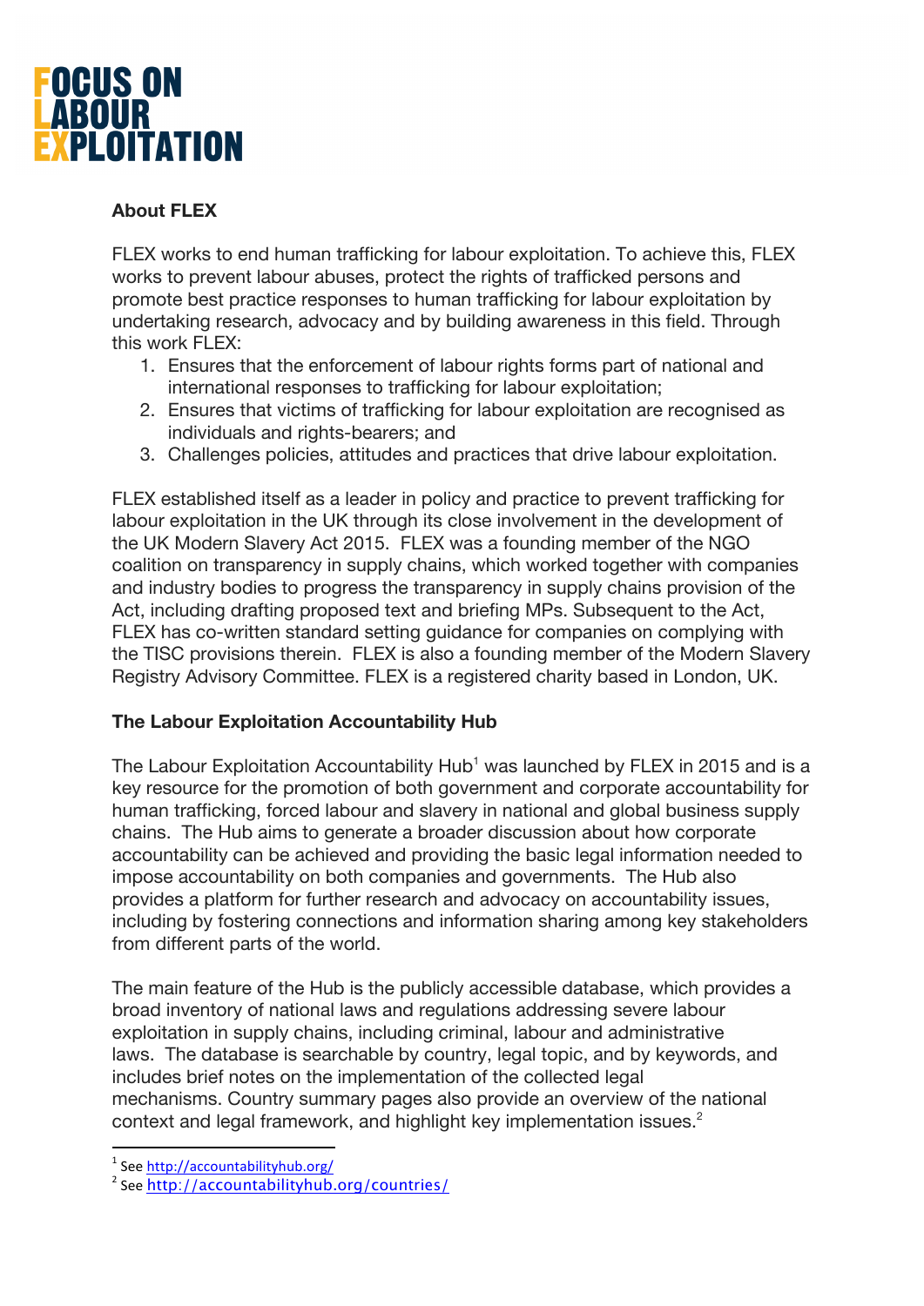**FOCUS ON LABOUR EXPLOITATION**

**About FLEX**

FLEX works to end human trafficking for labour exploitation. To achieve this, FLEX works to prevent labour abuses, protect the rights of trafficked persons and promote best practice responses to human trafficking for labour exploitation by undertaking research, advocacy and by building awareness in this field. Through this work FLEX:

1. Ensures that the enforcement of labour rights forms part of national and international responses to trafficking for labour exploitation;
2. Ensures that victims of trafficking for labour exploitation are recognised as individuals and rights-bearers; and
3. Challenges policies, attitudes and practices that drive labour exploitation.

FLEX established itself as a leader in policy and practice to prevent trafficking for labour exploitation in the UK through its close involvement in the development of the UK Modern Slavery Act 2015. FLEX was a founding member of the NGO coalition on transparency in supply chains, which worked together with companies and industry bodies to progress the transparency in supply chains provision of the Act, including drafting proposed text and briefing MPs. Subsequent to the Act, FLEX has co-written standard setting guidance for companies on complying with the TISC provisions therein. FLEX is also a founding member of the Modern Slavery Registry Advisory Committee. FLEX is a registered charity based in London, UK.

**The Labour Exploitation Accountability Hub**

The Labour Exploitation Accountability Hub[1] was launched by FLEX in 2015 and is a key resource for the promotion of both government and corporate accountability for human trafficking, forced labour and slavery in national and global business supply chains. The Hub aims to generate a broader discussion about how corporate accountability can be achieved and providing the basic legal information needed to impose accountability on both companies and governments. The Hub also provides a platform for further research and advocacy on accountability issues, including by fostering connections and information sharing among key stakeholders from different parts of the world.

The main feature of the Hub is the publicly accessible database, which provides a broad inventory of national laws and regulations addressing severe labour exploitation in supply chains, including criminal, labour and administrative laws. The database is searchable by country, legal topic, and by keywords, and includes brief notes on the implementation of the collected legal mechanisms. Country summary pages also provide an overview of the national context and legal framework, and highlight key implementation issues.[2]

---

[1] See http://accountabilityhub.org/

[2] See http://accountabilityhub.org/countries/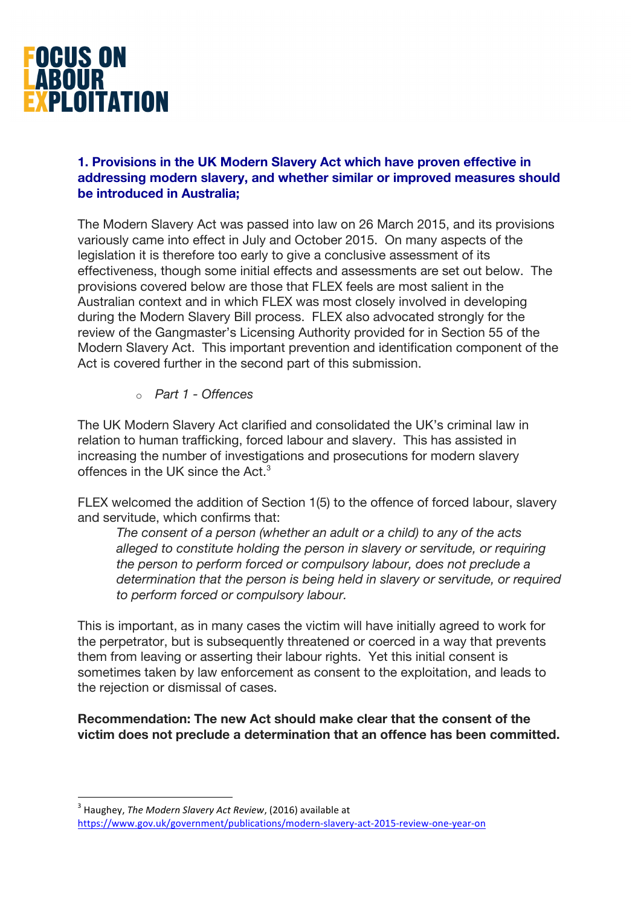FOCUS ON LABOUR EXPLOITATION

### 1. Provisions in the UK Modern Slavery Act which have proven effective in addressing modern slavery, and whether similar or improved measures should be introduced in Australia;

The Modern Slavery Act was passed into law on 26 March 2015, and its provisions variously came into effect in July and October 2015. On many aspects of the legislation it is therefore too early to give a conclusive assessment of its effectiveness, though some initial effects and assessments are set out below. The provisions covered below are those that FLEX feels are most salient in the Australian context and in which FLEX was most closely involved in developing during the Modern Slavery Bill process. FLEX also advocated strongly for the review of the Gangmaster's Licensing Authority provided for in Section 55 of the Modern Slavery Act. This important prevention and identification component of the Act is covered further in the second part of this submission.

- *Part 1 - Offences*

The UK Modern Slavery Act clarified and consolidated the UK's criminal law in relation to human trafficking, forced labour and slavery. This has assisted in increasing the number of investigations and prosecutions for modern slavery offences in the UK since the Act.[3]

FLEX welcomed the addition of Section 1(5) to the offence of forced labour, slavery and servitude, which confirms that:

> *The consent of a person (whether an adult or a child) to any of the acts alleged to constitute holding the person in slavery or servitude, or requiring the person to perform forced or compulsory labour, does not preclude a determination that the person is being held in slavery or servitude, or required to perform forced or compulsory labour.*

This is important, as in many cases the victim will have initially agreed to work for the perpetrator, but is subsequently threatened or coerced in a way that prevents them from leaving or asserting their labour rights. Yet this initial consent is sometimes taken by law enforcement as consent to the exploitation, and leads to the rejection or dismissal of cases.

**Recommendation: The new Act should make clear that the consent of the victim does not preclude a determination that an offence has been committed.**

---

[3] Haughey, *The Modern Slavery Act Review*, (2016) available at https://www.gov.uk/government/publications/modern-slavery-act-2015-review-one-year-on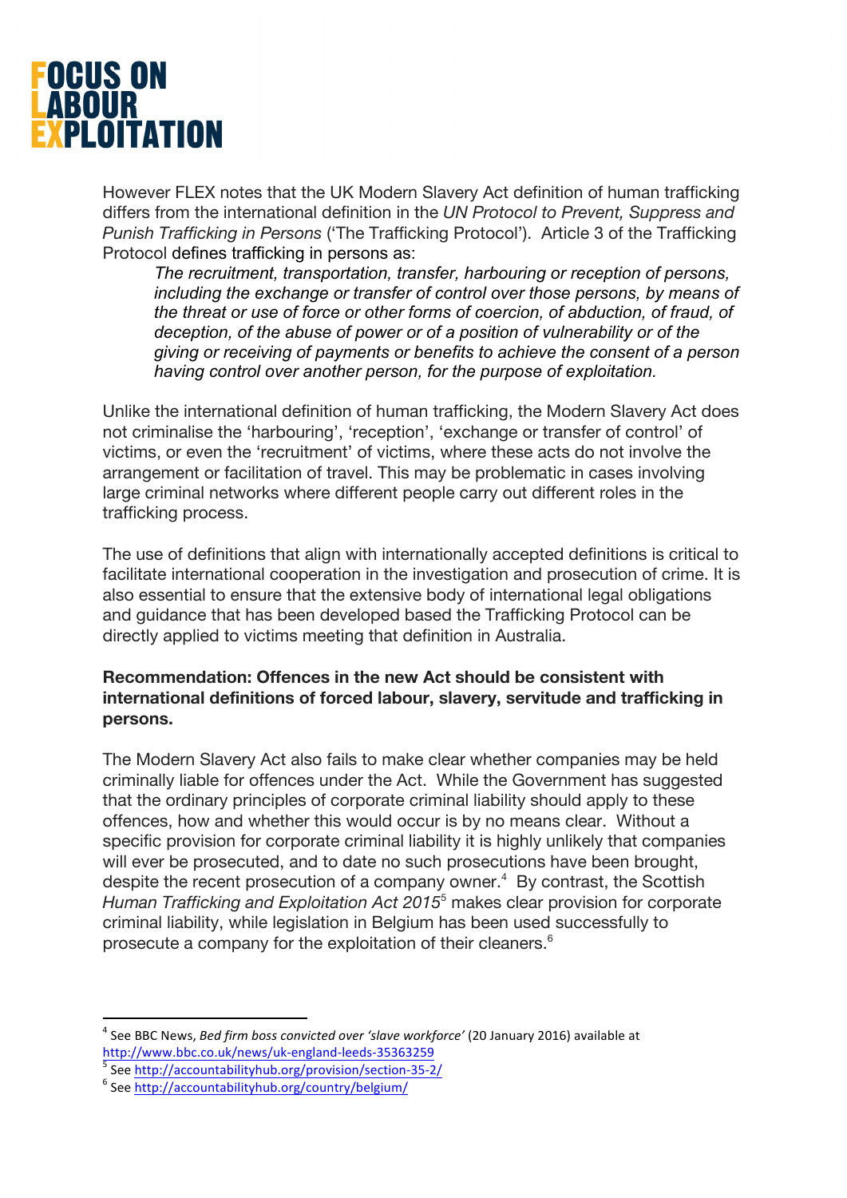However FLEX notes that the UK Modern Slavery Act definition of human trafficking differs from the international definition in the *UN Protocol to Prevent, Suppress and Punish Trafficking in Persons* ('The Trafficking Protocol'). Article 3 of the Trafficking Protocol defines trafficking in persons as:

> *The recruitment, transportation, transfer, harbouring or reception of persons, including the exchange or transfer of control over those persons, by means of the threat or use of force or other forms of coercion, of abduction, of fraud, of deception, of the abuse of power or of a position of vulnerability or of the giving or receiving of payments or benefits to achieve the consent of a person having control over another person, for the purpose of exploitation.*

Unlike the international definition of human trafficking, the Modern Slavery Act does not criminalise the 'harbouring', 'reception', 'exchange or transfer of control' of victims, or even the 'recruitment' of victims, where these acts do not involve the arrangement or facilitation of travel. This may be problematic in cases involving large criminal networks where different people carry out different roles in the trafficking process.

The use of definitions that align with internationally accepted definitions is critical to facilitate international cooperation in the investigation and prosecution of crime. It is also essential to ensure that the extensive body of international legal obligations and guidance that has been developed based the Trafficking Protocol can be directly applied to victims meeting that definition in Australia.

**Recommendation: Offences in the new Act should be consistent with international definitions of forced labour, slavery, servitude and trafficking in persons.**

The Modern Slavery Act also fails to make clear whether companies may be held criminally liable for offences under the Act. While the Government has suggested that the ordinary principles of corporate criminal liability should apply to these offences, how and whether this would occur is by no means clear. Without a specific provision for corporate criminal liability it is highly unlikely that companies will ever be prosecuted, and to date no such prosecutions have been brought, despite the recent prosecution of a company owner.[4] By contrast, the Scottish *Human Trafficking and Exploitation Act 2015*[5] makes clear provision for corporate criminal liability, while legislation in Belgium has been used successfully to prosecute a company for the exploitation of their cleaners.[6]

---

[4] See BBC News, *Bed firm boss convicted over 'slave workforce'* (20 January 2016) available at http://www.bbc.co.uk/news/uk-england-leeds-35363259

[5] See http://accountabilityhub.org/provision/section-35-2/

[6] See http://accountabilityhub.org/country/belgium/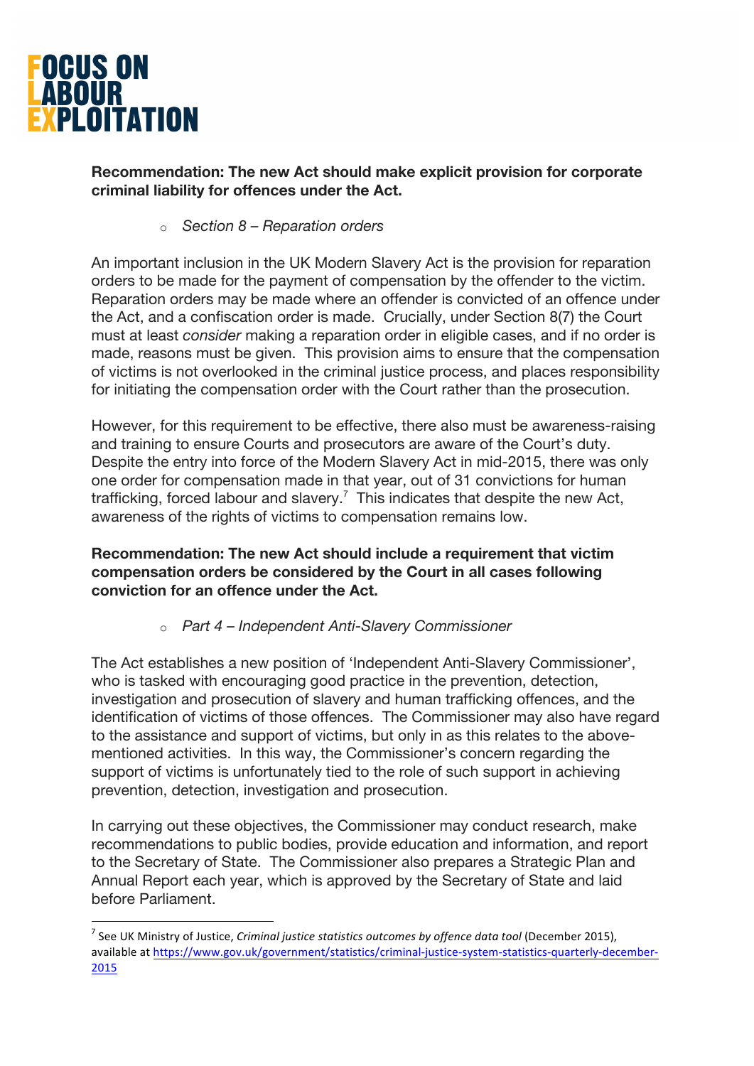**Recommendation: The new Act should make explicit provision for corporate criminal liability for offences under the Act.**

- *Section 8 – Reparation orders*

An important inclusion in the UK Modern Slavery Act is the provision for reparation orders to be made for the payment of compensation by the offender to the victim. Reparation orders may be made where an offender is convicted of an offence under the Act, and a confiscation order is made. Crucially, under Section 8(7) the Court must at least *consider* making a reparation order in eligible cases, and if no order is made, reasons must be given. This provision aims to ensure that the compensation of victims is not overlooked in the criminal justice process, and places responsibility for initiating the compensation order with the Court rather than the prosecution.

However, for this requirement to be effective, there also must be awareness-raising and training to ensure Courts and prosecutors are aware of the Court's duty. Despite the entry into force of the Modern Slavery Act in mid-2015, there was only one order for compensation made in that year, out of 31 convictions for human trafficking, forced labour and slavery.[7] This indicates that despite the new Act, awareness of the rights of victims to compensation remains low.

**Recommendation: The new Act should include a requirement that victim compensation orders be considered by the Court in all cases following conviction for an offence under the Act.**

- *Part 4 – Independent Anti-Slavery Commissioner*

The Act establishes a new position of 'Independent Anti-Slavery Commissioner', who is tasked with encouraging good practice in the prevention, detection, investigation and prosecution of slavery and human trafficking offences, and the identification of victims of those offences. The Commissioner may also have regard to the assistance and support of victims, but only in as this relates to the above-mentioned activities. In this way, the Commissioner's concern regarding the support of victims is unfortunately tied to the role of such support in achieving prevention, detection, investigation and prosecution.

In carrying out these objectives, the Commissioner may conduct research, make recommendations to public bodies, provide education and information, and report to the Secretary of State. The Commissioner also prepares a Strategic Plan and Annual Report each year, which is approved by the Secretary of State and laid before Parliament.

[7] See UK Ministry of Justice, *Criminal justice statistics outcomes by offence data tool* (December 2015), available at https://www.gov.uk/government/statistics/criminal-justice-system-statistics-quarterly-december-2015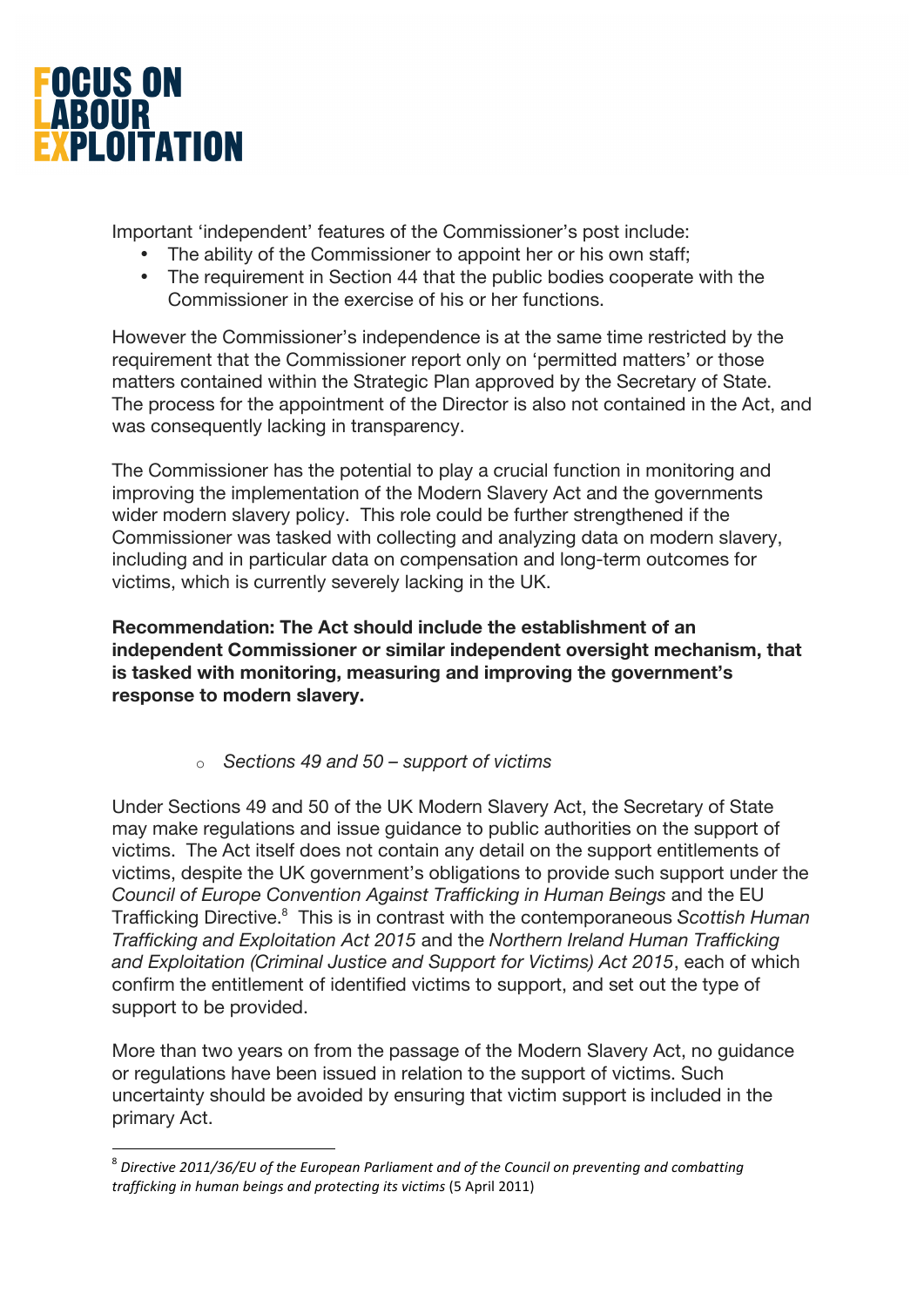Important 'independent' features of the Commissioner's post include:

- The ability of the Commissioner to appoint her or his own staff;
- The requirement in Section 44 that the public bodies cooperate with the Commissioner in the exercise of his or her functions.

However the Commissioner's independence is at the same time restricted by the requirement that the Commissioner report only on 'permitted matters' or those matters contained within the Strategic Plan approved by the Secretary of State. The process for the appointment of the Director is also not contained in the Act, and was consequently lacking in transparency.

The Commissioner has the potential to play a crucial function in monitoring and improving the implementation of the Modern Slavery Act and the governments wider modern slavery policy. This role could be further strengthened if the Commissioner was tasked with collecting and analyzing data on modern slavery, including and in particular data on compensation and long-term outcomes for victims, which is currently severely lacking in the UK.

**Recommendation: The Act should include the establishment of an independent Commissioner or similar independent oversight mechanism, that is tasked with monitoring, measuring and improving the government's response to modern slavery.**

- *Sections 49 and 50 – support of victims*

Under Sections 49 and 50 of the UK Modern Slavery Act, the Secretary of State may make regulations and issue guidance to public authorities on the support of victims. The Act itself does not contain any detail on the support entitlements of victims, despite the UK government's obligations to provide such support under the *Council of Europe Convention Against Trafficking in Human Beings* and the EU Trafficking Directive.[8] This is in contrast with the contemporaneous *Scottish Human Trafficking and Exploitation Act 2015* and the *Northern Ireland Human Trafficking and Exploitation (Criminal Justice and Support for Victims) Act 2015*, each of which confirm the entitlement of identified victims to support, and set out the type of support to be provided.

More than two years on from the passage of the Modern Slavery Act, no guidance or regulations have been issued in relation to the support of victims. Such uncertainty should be avoided by ensuring that victim support is included in the primary Act.

[8] *Directive 2011/36/EU of the European Parliament and of the Council on preventing and combatting trafficking in human beings and protecting its victims* (5 April 2011)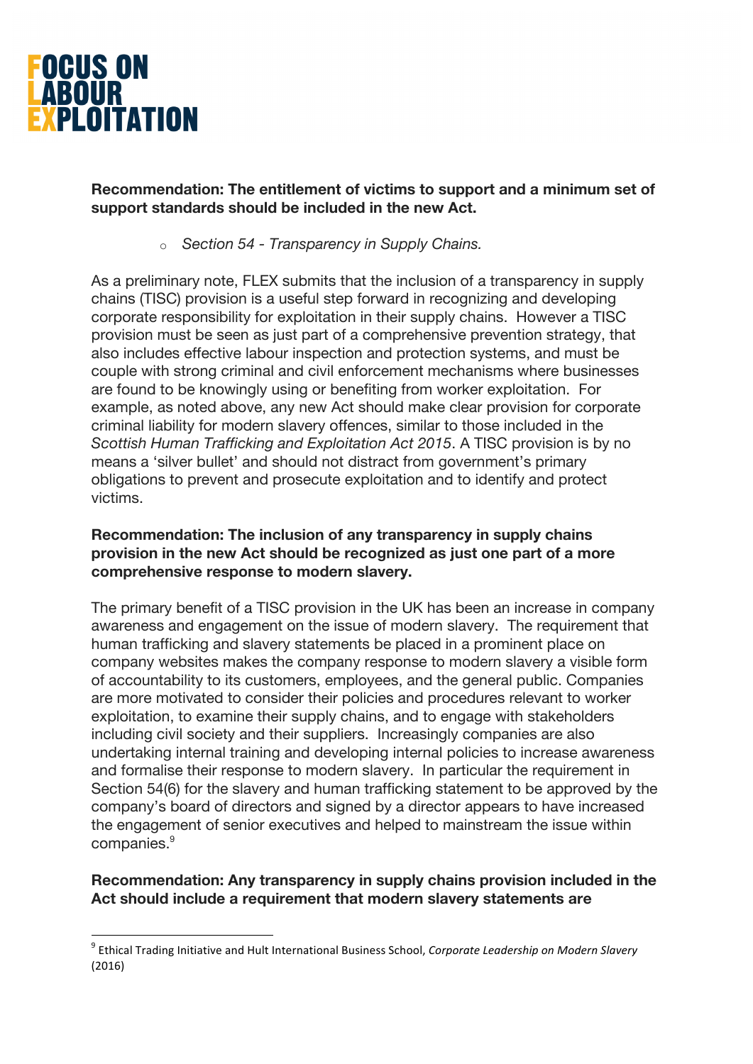**Recommendation: The entitlement of victims to support and a minimum set of support standards should be included in the new Act.**

- *Section 54 - Transparency in Supply Chains.*

As a preliminary note, FLEX submits that the inclusion of a transparency in supply chains (TISC) provision is a useful step forward in recognizing and developing corporate responsibility for exploitation in their supply chains. However a TISC provision must be seen as just part of a comprehensive prevention strategy, that also includes effective labour inspection and protection systems, and must be couple with strong criminal and civil enforcement mechanisms where businesses are found to be knowingly using or benefiting from worker exploitation. For example, as noted above, any new Act should make clear provision for corporate criminal liability for modern slavery offences, similar to those included in the *Scottish Human Trafficking and Exploitation Act 2015*. A TISC provision is by no means a 'silver bullet' and should not distract from government's primary obligations to prevent and prosecute exploitation and to identify and protect victims.

**Recommendation: The inclusion of any transparency in supply chains provision in the new Act should be recognized as just one part of a more comprehensive response to modern slavery.**

The primary benefit of a TISC provision in the UK has been an increase in company awareness and engagement on the issue of modern slavery. The requirement that human trafficking and slavery statements be placed in a prominent place on company websites makes the company response to modern slavery a visible form of accountability to its customers, employees, and the general public. Companies are more motivated to consider their policies and procedures relevant to worker exploitation, to examine their supply chains, and to engage with stakeholders including civil society and their suppliers. Increasingly companies are also undertaking internal training and developing internal policies to increase awareness and formalise their response to modern slavery. In particular the requirement in Section 54(6) for the slavery and human trafficking statement to be approved by the company's board of directors and signed by a director appears to have increased the engagement of senior executives and helped to mainstream the issue within companies.[9]

**Recommendation: Any transparency in supply chains provision included in the Act should include a requirement that modern slavery statements are**

[9] Ethical Trading Initiative and Hult International Business School, *Corporate Leadership on Modern Slavery* (2016)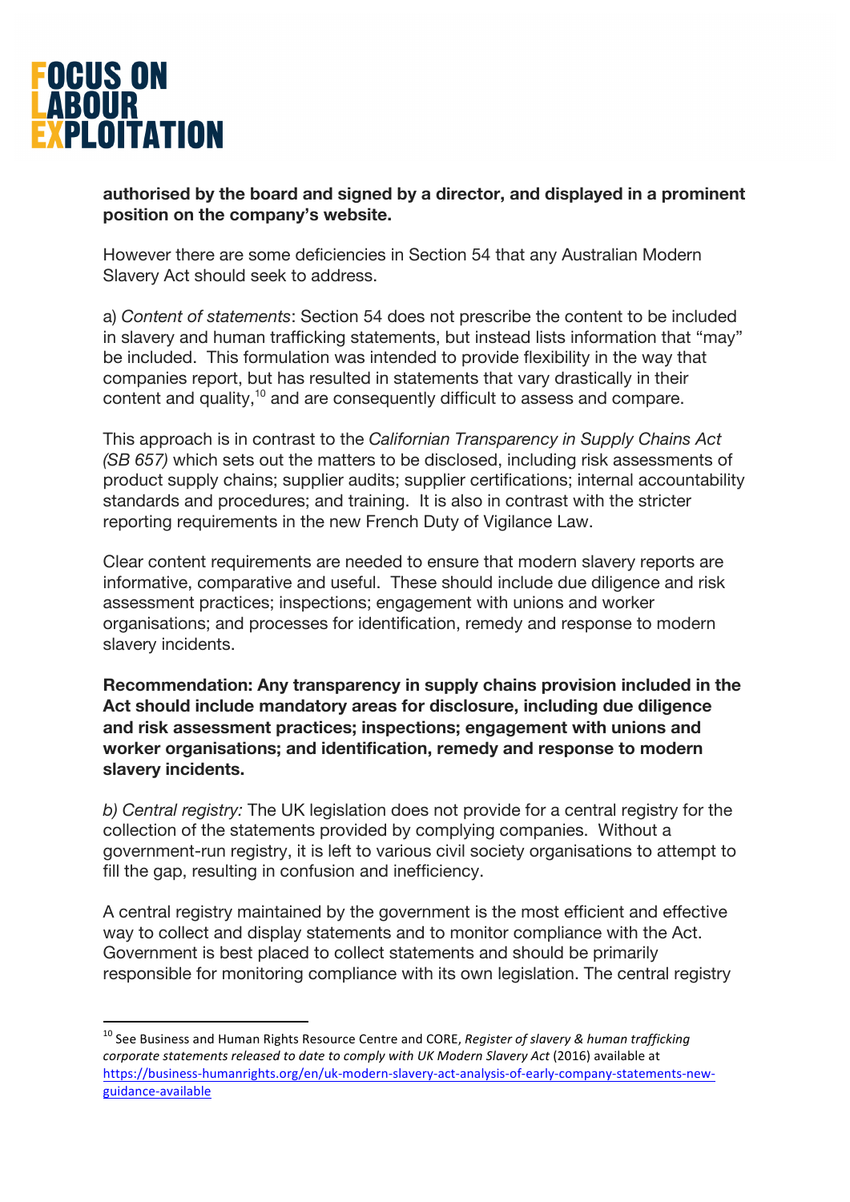**authorised by the board and signed by a director, and displayed in a prominent position on the company's website.**

However there are some deficiencies in Section 54 that any Australian Modern Slavery Act should seek to address.

a) *Content of statements*: Section 54 does not prescribe the content to be included in slavery and human trafficking statements, but instead lists information that "may" be included. This formulation was intended to provide flexibility in the way that companies report, but has resulted in statements that vary drastically in their content and quality,[10] and are consequently difficult to assess and compare.

This approach is in contrast to the *Californian Transparency in Supply Chains Act (SB 657)* which sets out the matters to be disclosed, including risk assessments of product supply chains; supplier audits; supplier certifications; internal accountability standards and procedures; and training. It is also in contrast with the stricter reporting requirements in the new French Duty of Vigilance Law.

Clear content requirements are needed to ensure that modern slavery reports are informative, comparative and useful. These should include due diligence and risk assessment practices; inspections; engagement with unions and worker organisations; and processes for identification, remedy and response to modern slavery incidents.

**Recommendation: Any transparency in supply chains provision included in the Act should include mandatory areas for disclosure, including due diligence and risk assessment practices; inspections; engagement with unions and worker organisations; and identification, remedy and response to modern slavery incidents.**

*b) Central registry:* The UK legislation does not provide for a central registry for the collection of the statements provided by complying companies. Without a government-run registry, it is left to various civil society organisations to attempt to fill the gap, resulting in confusion and inefficiency.

A central registry maintained by the government is the most efficient and effective way to collect and display statements and to monitor compliance with the Act. Government is best placed to collect statements and should be primarily responsible for monitoring compliance with its own legislation. The central registry

---

[10] See Business and Human Rights Resource Centre and CORE, *Register of slavery & human trafficking corporate statements released to date to comply with UK Modern Slavery Act* (2016) available at https://business-humanrights.org/en/uk-modern-slavery-act-analysis-of-early-company-statements-new-guidance-available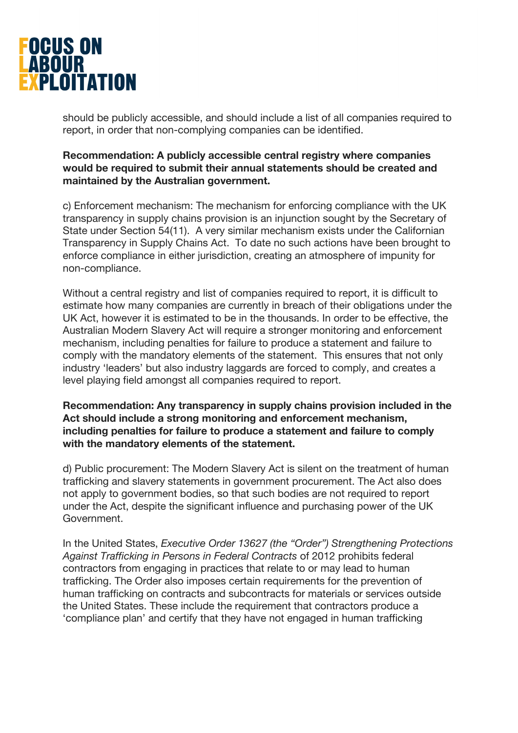should be publicly accessible, and should include a list of all companies required to report, in order that non-complying companies can be identified.

**Recommendation: A publicly accessible central registry where companies would be required to submit their annual statements should be created and maintained by the Australian government.**

c) Enforcement mechanism: The mechanism for enforcing compliance with the UK transparency in supply chains provision is an injunction sought by the Secretary of State under Section 54(11). A very similar mechanism exists under the Californian Transparency in Supply Chains Act. To date no such actions have been brought to enforce compliance in either jurisdiction, creating an atmosphere of impunity for non-compliance.

Without a central registry and list of companies required to report, it is difficult to estimate how many companies are currently in breach of their obligations under the UK Act, however it is estimated to be in the thousands. In order to be effective, the Australian Modern Slavery Act will require a stronger monitoring and enforcement mechanism, including penalties for failure to produce a statement and failure to comply with the mandatory elements of the statement. This ensures that not only industry 'leaders' but also industry laggards are forced to comply, and creates a level playing field amongst all companies required to report.

**Recommendation: Any transparency in supply chains provision included in the Act should include a strong monitoring and enforcement mechanism, including penalties for failure to produce a statement and failure to comply with the mandatory elements of the statement.**

d) Public procurement: The Modern Slavery Act is silent on the treatment of human trafficking and slavery statements in government procurement. The Act also does not apply to government bodies, so that such bodies are not required to report under the Act, despite the significant influence and purchasing power of the UK Government.

In the United States, *Executive Order 13627 (the "Order") Strengthening Protections Against Trafficking in Persons in Federal Contracts* of 2012 prohibits federal contractors from engaging in practices that relate to or may lead to human trafficking. The Order also imposes certain requirements for the prevention of human trafficking on contracts and subcontracts for materials or services outside the United States. These include the requirement that contractors produce a 'compliance plan' and certify that they have not engaged in human trafficking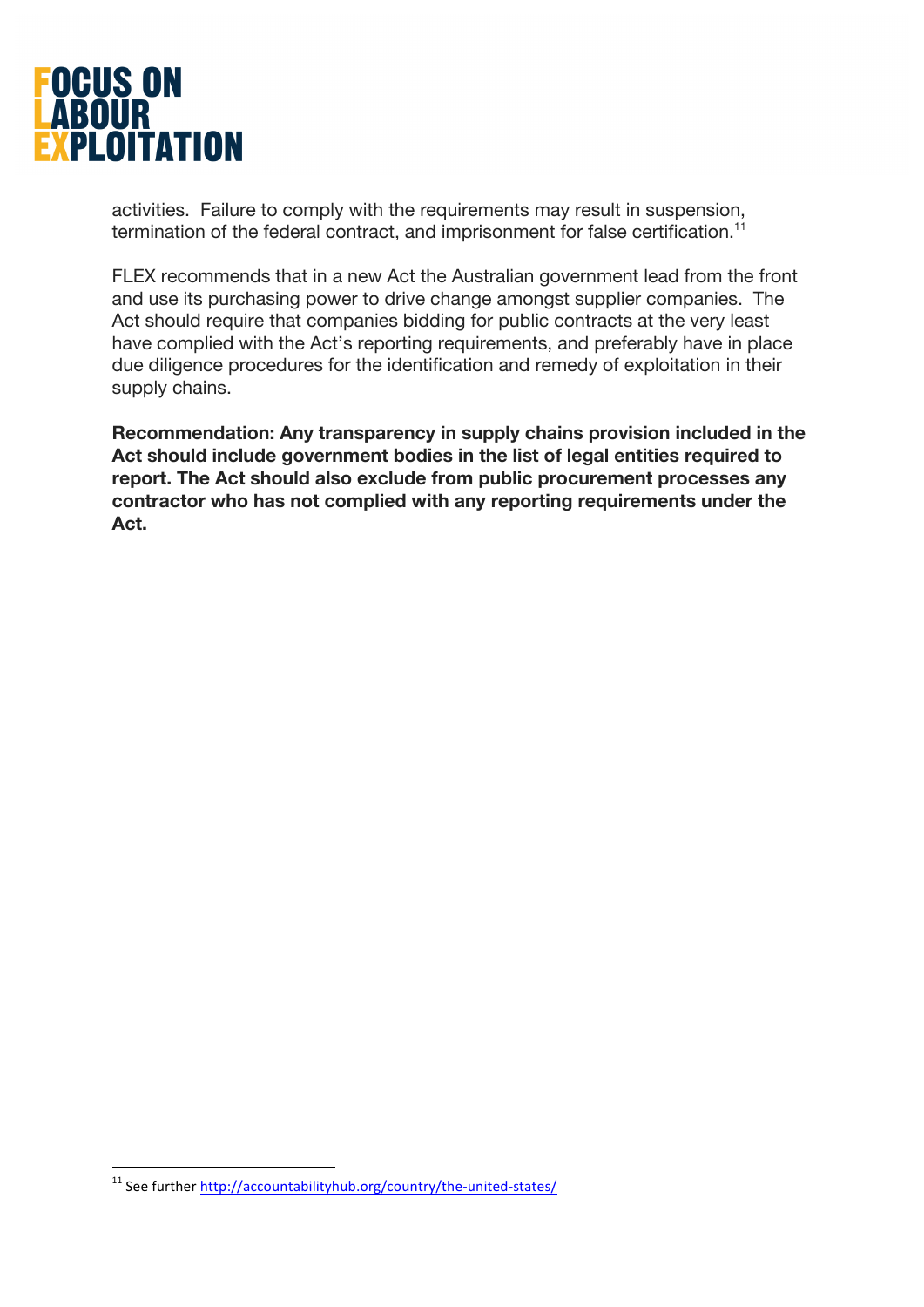activities. Failure to comply with the requirements may result in suspension, termination of the federal contract, and imprisonment for false certification.[11]

FLEX recommends that in a new Act the Australian government lead from the front and use its purchasing power to drive change amongst supplier companies. The Act should require that companies bidding for public contracts at the very least have complied with the Act's reporting requirements, and preferably have in place due diligence procedures for the identification and remedy of exploitation in their supply chains.

**Recommendation: Any transparency in supply chains provision included in the Act should include government bodies in the list of legal entities required to report. The Act should also exclude from public procurement processes any contractor who has not complied with any reporting requirements under the Act.**

---

[11] See further http://accountabilityhub.org/country/the-united-states/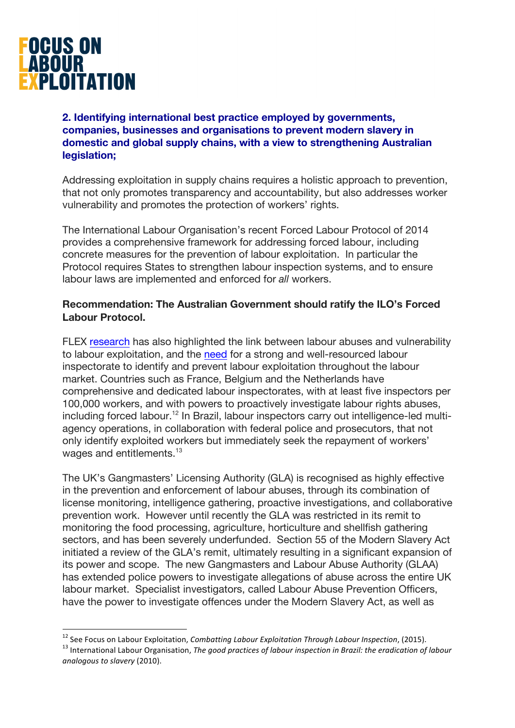## 2. Identifying international best practice employed by governments, companies, businesses and organisations to prevent modern slavery in domestic and global supply chains, with a view to strengthening Australian legislation;

Addressing exploitation in supply chains requires a holistic approach to prevention, that not only promotes transparency and accountability, but also addresses worker vulnerability and promotes the protection of workers' rights.

The International Labour Organisation's recent Forced Labour Protocol of 2014 provides a comprehensive framework for addressing forced labour, including concrete measures for the prevention of labour exploitation. In particular the Protocol requires States to strengthen labour inspection systems, and to ensure labour laws are implemented and enforced for *all* workers.

**Recommendation: The Australian Government should ratify the ILO's Forced Labour Protocol.**

FLEX research has also highlighted the link between labour abuses and vulnerability to labour exploitation, and the need for a strong and well-resourced labour inspectorate to identify and prevent labour exploitation throughout the labour market. Countries such as France, Belgium and the Netherlands have comprehensive and dedicated labour inspectorates, with at least five inspectors per 100,000 workers, and with powers to proactively investigate labour rights abuses, including forced labour.[12] In Brazil, labour inspectors carry out intelligence-led multi-agency operations, in collaboration with federal police and prosecutors, that not only identify exploited workers but immediately seek the repayment of workers' wages and entitlements.[13]

The UK's Gangmasters' Licensing Authority (GLA) is recognised as highly effective in the prevention and enforcement of labour abuses, through its combination of license monitoring, intelligence gathering, proactive investigations, and collaborative prevention work. However until recently the GLA was restricted in its remit to monitoring the food processing, agriculture, horticulture and shellfish gathering sectors, and has been severely underfunded. Section 55 of the Modern Slavery Act initiated a review of the GLA's remit, ultimately resulting in a significant expansion of its power and scope. The new Gangmasters and Labour Abuse Authority (GLAA) has extended police powers to investigate allegations of abuse across the entire UK labour market. Specialist investigators, called Labour Abuse Prevention Officers, have the power to investigate offences under the Modern Slavery Act, as well as

---

[12] See Focus on Labour Exploitation, *Combatting Labour Exploitation Through Labour Inspection*, (2015).

[13] International Labour Organisation, *The good practices of labour inspection in Brazil: the eradication of labour analogous to slavery* (2010).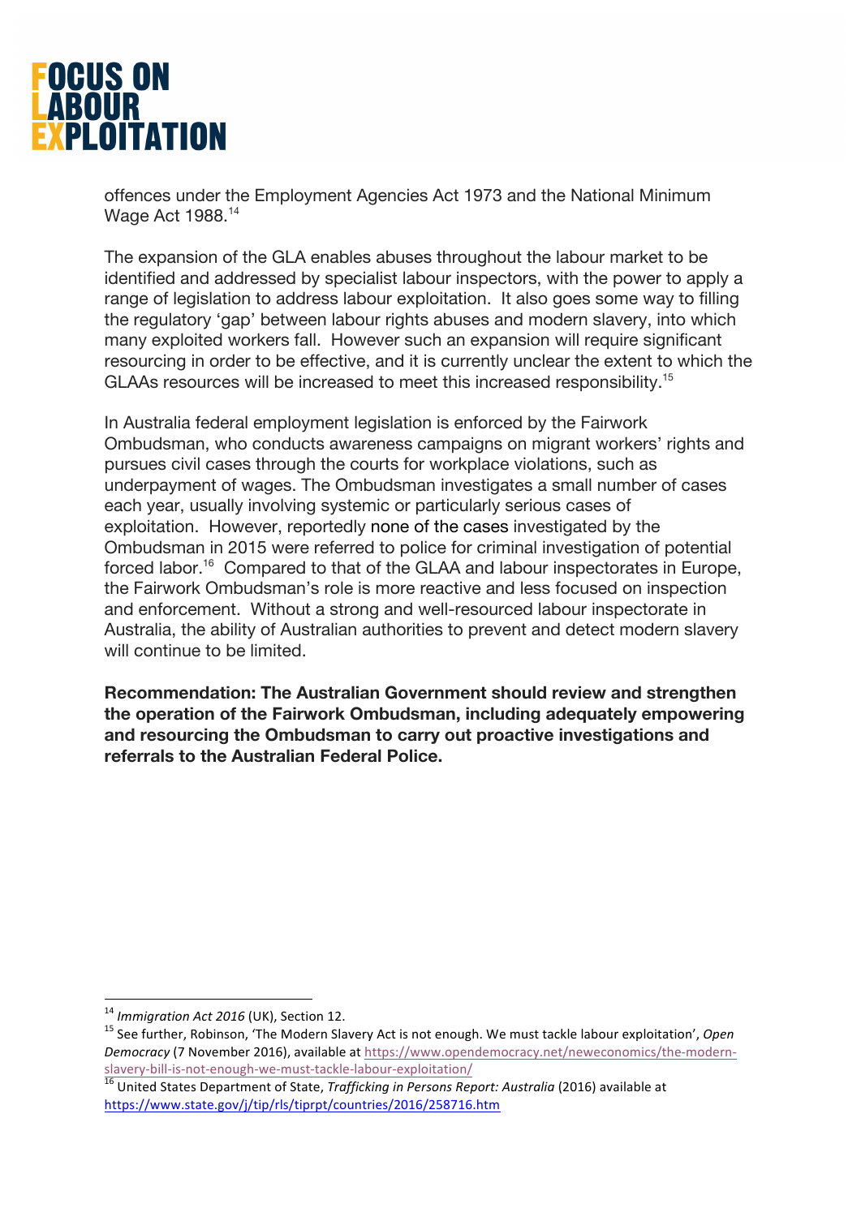offences under the Employment Agencies Act 1973 and the National Minimum Wage Act 1988.[14]

The expansion of the GLA enables abuses throughout the labour market to be identified and addressed by specialist labour inspectors, with the power to apply a range of legislation to address labour exploitation. It also goes some way to filling the regulatory 'gap' between labour rights abuses and modern slavery, into which many exploited workers fall. However such an expansion will require significant resourcing in order to be effective, and it is currently unclear the extent to which the GLAAs resources will be increased to meet this increased responsibility.[15]

In Australia federal employment legislation is enforced by the Fairwork Ombudsman, who conducts awareness campaigns on migrant workers' rights and pursues civil cases through the courts for workplace violations, such as underpayment of wages. The Ombudsman investigates a small number of cases each year, usually involving systemic or particularly serious cases of exploitation. However, reportedly none of the cases investigated by the Ombudsman in 2015 were referred to police for criminal investigation of potential forced labor.[16] Compared to that of the GLAA and labour inspectorates in Europe, the Fairwork Ombudsman's role is more reactive and less focused on inspection and enforcement. Without a strong and well-resourced labour inspectorate in Australia, the ability of Australian authorities to prevent and detect modern slavery will continue to be limited.

**Recommendation: The Australian Government should review and strengthen the operation of the Fairwork Ombudsman, including adequately empowering and resourcing the Ombudsman to carry out proactive investigations and referrals to the Australian Federal Police.**

---

[14] *Immigration Act 2016* (UK), Section 12.

[15] See further, Robinson, 'The Modern Slavery Act is not enough. We must tackle labour exploitation', *Open Democracy* (7 November 2016), available at https://www.opendemocracy.net/neweconomics/the-modern-slavery-bill-is-not-enough-we-must-tackle-labour-exploitation/

[16] United States Department of State, *Trafficking in Persons Report: Australia* (2016) available at https://www.state.gov/j/tip/rls/tiprpt/countries/2016/258716.htm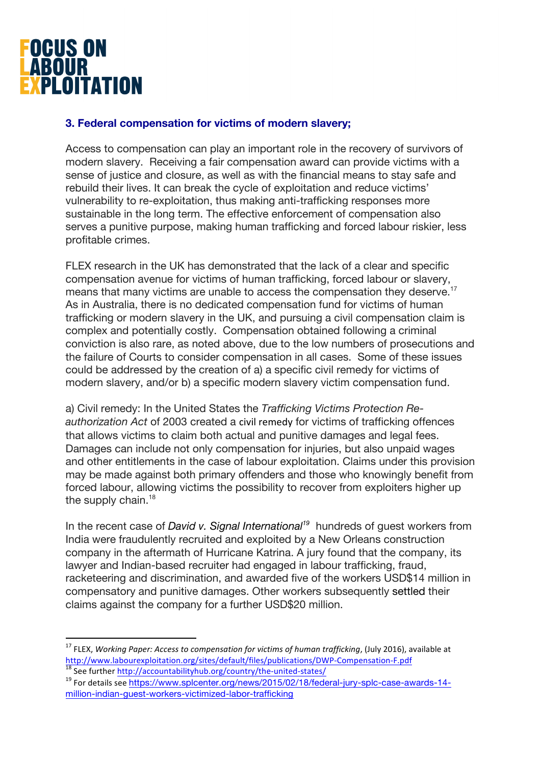### 3. Federal compensation for victims of modern slavery;

Access to compensation can play an important role in the recovery of survivors of modern slavery. Receiving a fair compensation award can provide victims with a sense of justice and closure, as well as with the financial means to stay safe and rebuild their lives. It can break the cycle of exploitation and reduce victims' vulnerability to re-exploitation, thus making anti-trafficking responses more sustainable in the long term. The effective enforcement of compensation also serves a punitive purpose, making human trafficking and forced labour riskier, less profitable crimes.

FLEX research in the UK has demonstrated that the lack of a clear and specific compensation avenue for victims of human trafficking, forced labour or slavery, means that many victims are unable to access the compensation they deserve.[17] As in Australia, there is no dedicated compensation fund for victims of human trafficking or modern slavery in the UK, and pursuing a civil compensation claim is complex and potentially costly. Compensation obtained following a criminal conviction is also rare, as noted above, due to the low numbers of prosecutions and the failure of Courts to consider compensation in all cases. Some of these issues could be addressed by the creation of a) a specific civil remedy for victims of modern slavery, and/or b) a specific modern slavery victim compensation fund.

a) Civil remedy: In the United States the *Trafficking Victims Protection Re-authorization Act* of 2003 created a civil remedy for victims of trafficking offences that allows victims to claim both actual and punitive damages and legal fees. Damages can include not only compensation for injuries, but also unpaid wages and other entitlements in the case of labour exploitation. Claims under this provision may be made against both primary offenders and those who knowingly benefit from forced labour, allowing victims the possibility to recover from exploiters higher up the supply chain.[18]

In the recent case of *David v. Signal International*[19] hundreds of guest workers from India were fraudulently recruited and exploited by a New Orleans construction company in the aftermath of Hurricane Katrina. A jury found that the company, its lawyer and Indian-based recruiter had engaged in labour trafficking, fraud, racketeering and discrimination, and awarded five of the workers USD$14 million in compensatory and punitive damages. Other workers subsequently settled their claims against the company for a further USD$20 million.

---

[17] FLEX, *Working Paper: Access to compensation for victims of human trafficking*, (July 2016), available at http://www.labourexploitation.org/sites/default/files/publications/DWP-Compensation-F.pdf

[18] See further http://accountabilityhub.org/country/the-united-states/

[19] For details see https://www.splcenter.org/news/2015/02/18/federal-jury-splc-case-awards-14-million-indian-guest-workers-victimized-labor-trafficking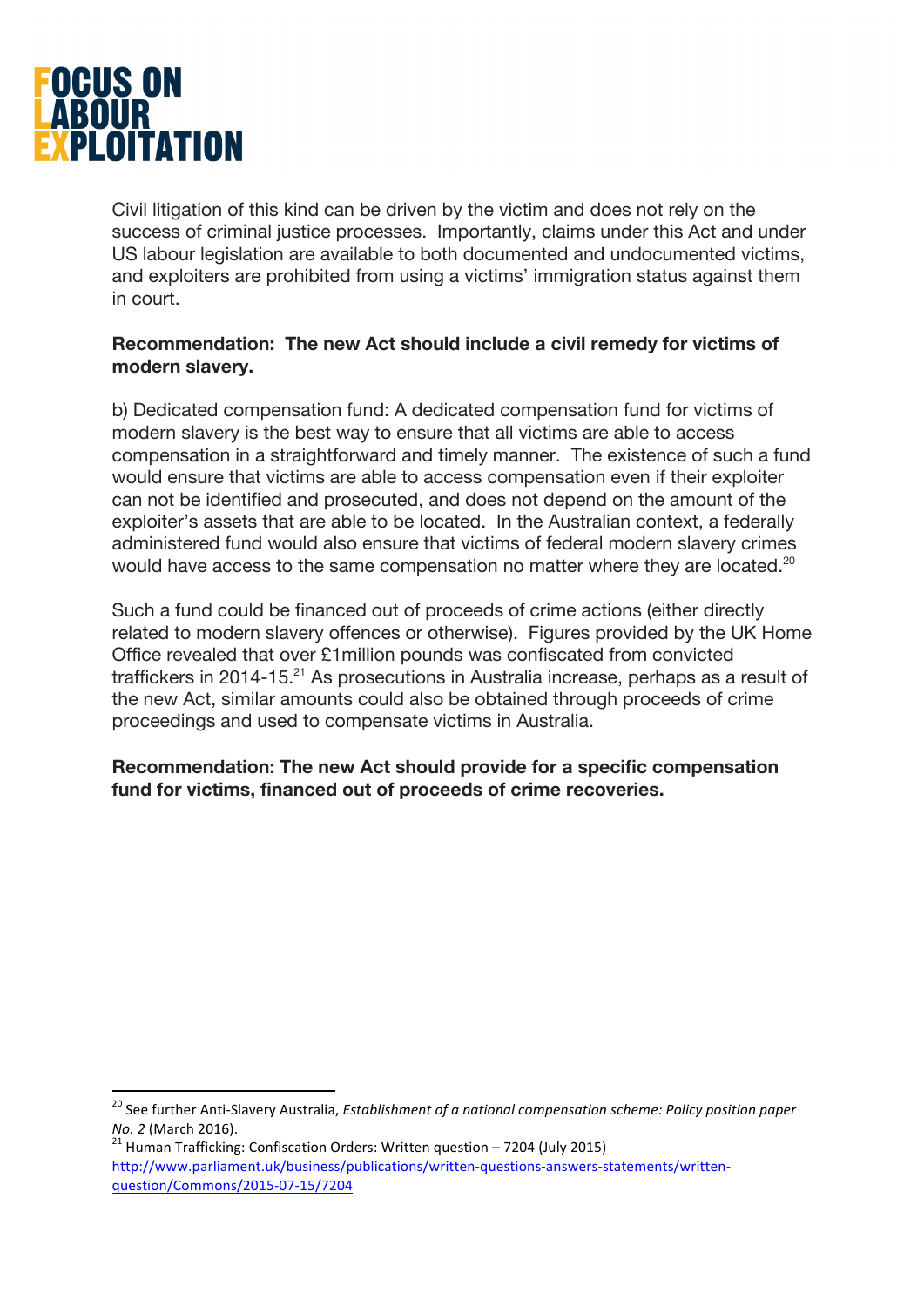Civil litigation of this kind can be driven by the victim and does not rely on the success of criminal justice processes. Importantly, claims under this Act and under US labour legislation are available to both documented and undocumented victims, and exploiters are prohibited from using a victims' immigration status against them in court.

**Recommendation: The new Act should include a civil remedy for victims of modern slavery.**

b) Dedicated compensation fund: A dedicated compensation fund for victims of modern slavery is the best way to ensure that all victims are able to access compensation in a straightforward and timely manner. The existence of such a fund would ensure that victims are able to access compensation even if their exploiter can not be identified and prosecuted, and does not depend on the amount of the exploiter's assets that are able to be located. In the Australian context, a federally administered fund would also ensure that victims of federal modern slavery crimes would have access to the same compensation no matter where they are located.[20]

Such a fund could be financed out of proceeds of crime actions (either directly related to modern slavery offences or otherwise). Figures provided by the UK Home Office revealed that over £1million pounds was confiscated from convicted traffickers in 2014-15.[21] As prosecutions in Australia increase, perhaps as a result of the new Act, similar amounts could also be obtained through proceeds of crime proceedings and used to compensate victims in Australia.

**Recommendation: The new Act should provide for a specific compensation fund for victims, financed out of proceeds of crime recoveries.**

---

[20] See further Anti-Slavery Australia, *Establishment of a national compensation scheme: Policy position paper No. 2* (March 2016).

[21] Human Trafficking: Confiscation Orders: Written question – 7204 (July 2015) http://www.parliament.uk/business/publications/written-questions-answers-statements/written-question/Commons/2015-07-15/7204